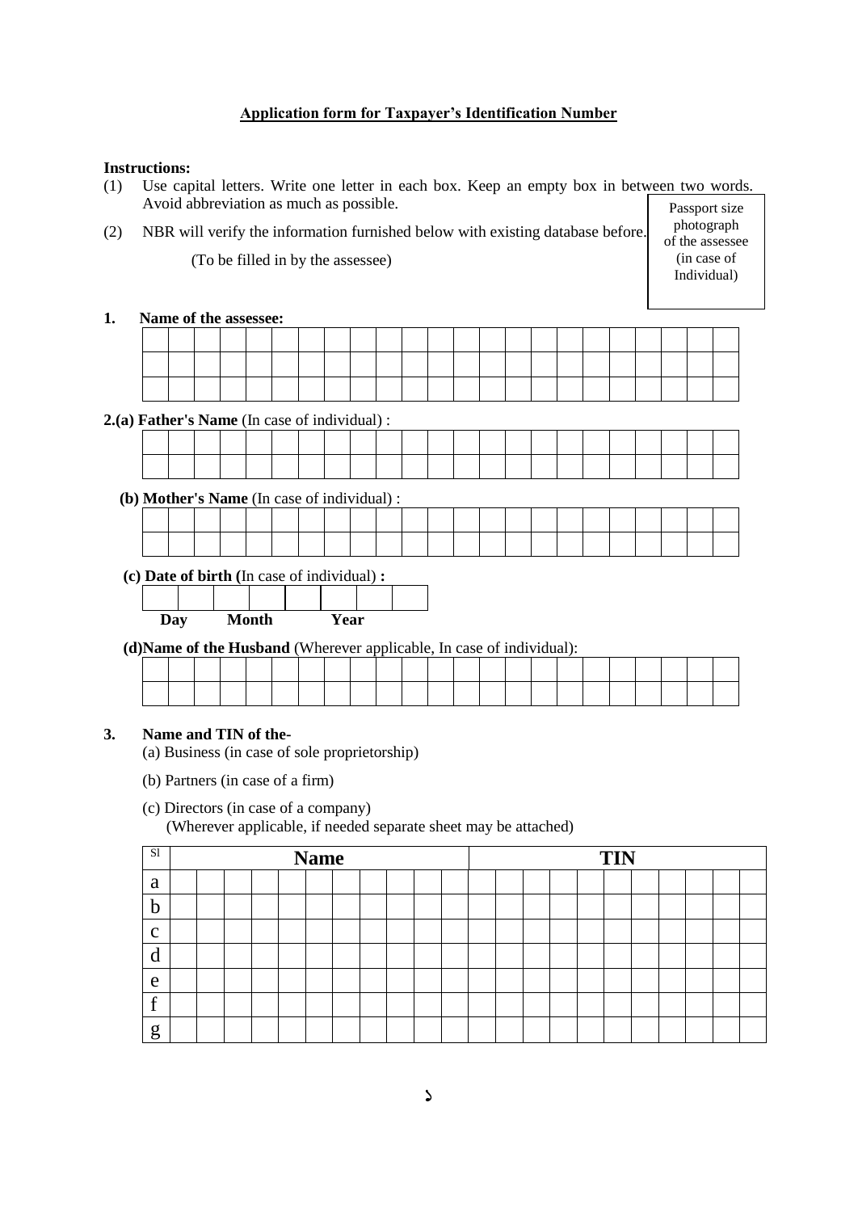## Application form for Taxpayer's Identification Number

**Instructions:**

(1) Use capital letters. Write one letter in each box. Keep an empty box in between two words. Avoid abbreviation as much as possible.

(2) NBR will verify the information furnished below with existing database before.

(To be filled in by the assessee)

Passport size photograph of the assessee (in case of Individual)

**1. Name of the assessee:**

| | | | | | | | | | | | | | | | | | | | | | | |
|---|---|---|---|---|---|---|---|---|---|---|---|---|---|---|---|---|---|---|---|---|---|---|
| | | | | | | | | | | | | | | | | | | | | | | |
| | | | | | | | | | | | | | | | | | | | | | | |
| | | | | | | | | | | | | | | | | | | | | | | |

**2.(a) Father's Name** (In case of individual) :

| | | | | | | | | | | | | | | | | | | | | | | |
|---|---|---|---|---|---|---|---|---|---|---|---|---|---|---|---|---|---|---|---|---|---|---|
| | | | | | | | | | | | | | | | | | | | | | | |
| | | | | | | | | | | | | | | | | | | | | | | |

**(b) Mother's Name** (In case of individual) :

| | | | | | | | | | | | | | | | | | | | | | | |
|---|---|---|---|---|---|---|---|---|---|---|---|---|---|---|---|---|---|---|---|---|---|---|
| | | | | | | | | | | | | | | | | | | | | | | |
| | | | | | | | | | | | | | | | | | | | | | | |

**(c) Date of birth (**In case of individual) **:**

| Day | | Month | | Year | | | |
|---|---|---|---|---|---|---|---|
| | | | | | | | |

**(d)Name of the Husband** (Wherever applicable, In case of individual):

| | | | | | | | | | | | | | | | | | | | | | | |
|---|---|---|---|---|---|---|---|---|---|---|---|---|---|---|---|---|---|---|---|---|---|---|
| | | | | | | | | | | | | | | | | | | | | | | |
| | | | | | | | | | | | | | | | | | | | | | | |

**3. Name and TIN of the-**

(a) Business (in case of sole proprietorship)

(b) Partners (in case of a firm)

(c) Directors (in case of a company)
(Wherever applicable, if needed separate sheet may be attached)

| Sl | Name | TIN |
|---|---|---|
| a | | |
| b | | |
| c | | |
| d | | |
| e | | |
| f | | |
| g | | |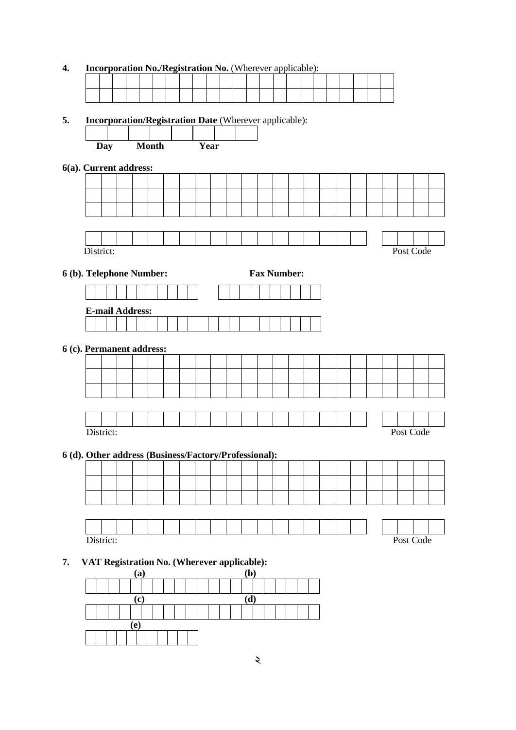**4. Incorporation No./Registration No.** (Wherever applicable):

| | | | | | | | | | | | | | | | | | | | | | | |
|---|---|---|---|---|---|---|---|---|---|---|---|---|---|---|---|---|---|---|---|---|---|---|
| | | | | | | | | | | | | | | | | | | | | | | |

**5. Incorporation/Registration Date** (Wherever applicable):

| | | | | | | | |
|---|---|---|---|---|---|---|---|
| **Day** | | **Month** | | **Year** | | | |

**6(a). Current address:**

| | | | | | | | | | | | | | | | | | | | | | | |
|---|---|---|---|---|---|---|---|---|---|---|---|---|---|---|---|---|---|---|---|---|---|---|
| | | | | | | | | | | | | | | | | | | | | | | |
| | | | | | | | | | | | | | | | | | | | | | | |

District: Post Code

**6 (b). Telephone Number:** **Fax Number:**

**E-mail Address:**

**6 (c). Permanent address:**

| | | | | | | | | | | | | | | | | | | | | | | |
|---|---|---|---|---|---|---|---|---|---|---|---|---|---|---|---|---|---|---|---|---|---|---|
| | | | | | | | | | | | | | | | | | | | | | | |
| | | | | | | | | | | | | | | | | | | | | | | |

District: Post Code

**6 (d). Other address (Business/Factory/Professional):**

| | | | | | | | | | | | | | | | | | | | | | | |
|---|---|---|---|---|---|---|---|---|---|---|---|---|---|---|---|---|---|---|---|---|---|---|
| | | | | | | | | | | | | | | | | | | | | | | |
| | | | | | | | | | | | | | | | | | | | | | | |

District: Post Code

**7. VAT Registration No. (Wherever applicable):**

**(a)** **(b)**

**(c)** **(d)**

**(e)**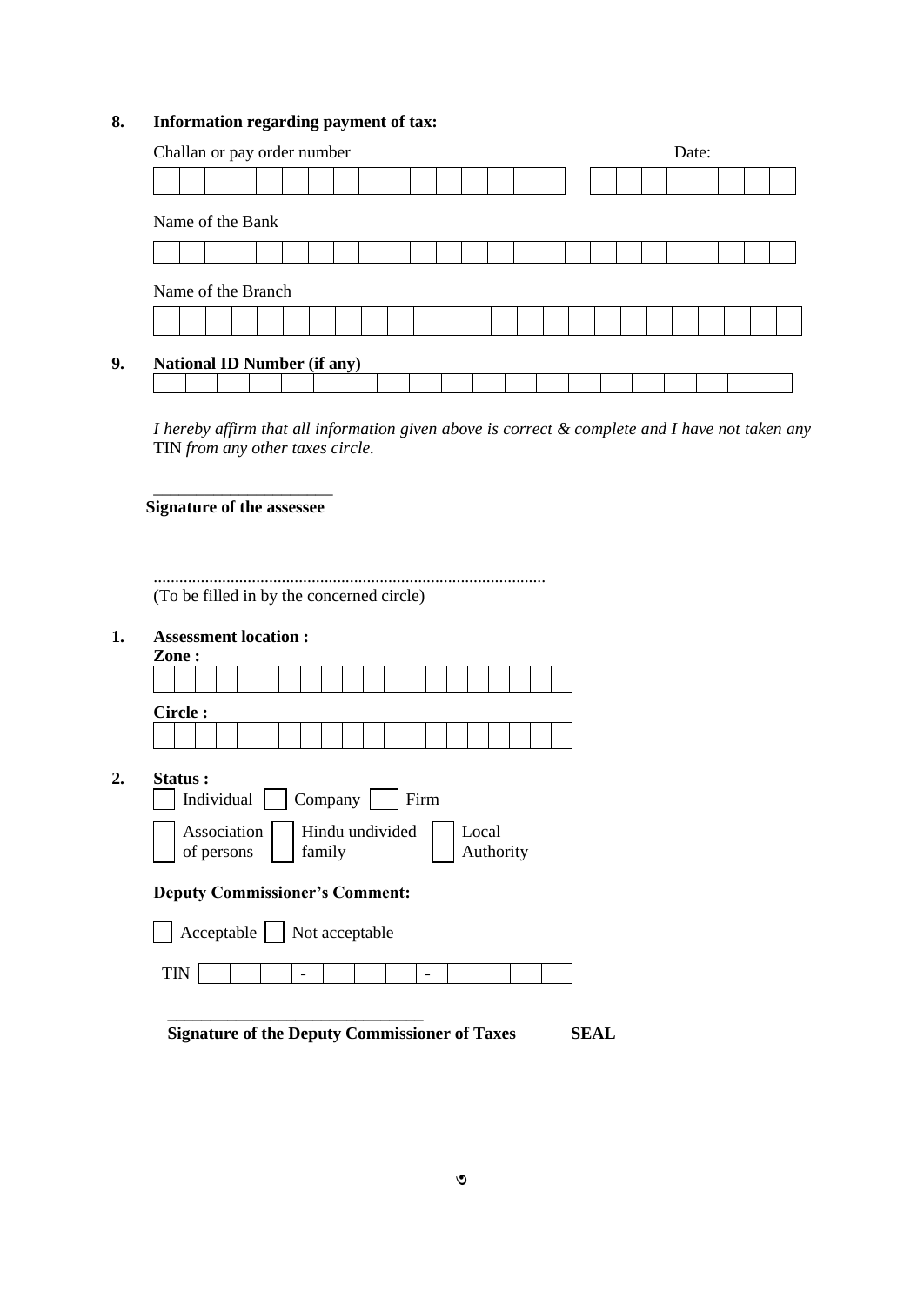**8. Information regarding payment of tax:**

Challan or pay order number Date:

| | | | | | | | | | | | | | | | | | | | | | | | | |
|---|---|---|---|---|---|---|---|---|---|---|---|---|---|---|---|---|---|---|---|---|---|---|---|---|

Name of the Bank

| | | | | | | | | | | | | | | | | | | | | | | | | | |
|---|---|---|---|---|---|---|---|---|---|---|---|---|---|---|---|---|---|---|---|---|---|---|---|---|---|

Name of the Branch

| | | | | | | | | | | | | | | | | | | | | | | | | |
|---|---|---|---|---|---|---|---|---|---|---|---|---|---|---|---|---|---|---|---|---|---|---|---|---|

**9. National ID Number (if any)**

| | | | | | | | | | | | | | | | | | | | |
|---|---|---|---|---|---|---|---|---|---|---|---|---|---|---|---|---|---|---|---|

*I hereby affirm that all information given above is correct & complete and I have not taken any* TIN *from any other taxes circle.*

\_\_\_\_\_\_\_\_\_\_\_\_\_\_\_\_\_\_\_\_\_\_

**Signature of the assessee**

...........................................................................................

(To be filled in by the concerned circle)

**1. Assessment location :**

**Zone :**

| | | | | | | | | | | | | | | | | | | | |
|---|---|---|---|---|---|---|---|---|---|---|---|---|---|---|---|---|---|---|---|

**Circle :**

| | | | | | | | | | | | | | | | | | | | |
|---|---|---|---|---|---|---|---|---|---|---|---|---|---|---|---|---|---|---|---|

**2. Status :**

☐ Individual ☐ Company ☐ Firm

☐ Association of persons ☐ Hindu undivided family ☐ Local Authority

**Deputy Commissioner's Comment:**

☐ Acceptable ☐ Not acceptable

| TIN | | | | - | | | | - | | | | |
|---|---|---|---|---|---|---|---|---|---|---|---|---|

\_\_\_\_\_\_\_\_\_\_\_\_\_\_\_\_\_\_\_\_\_\_\_\_\_\_\_\_\_\_\_\_

**Signature of the Deputy Commissioner of Taxes** **SEAL**